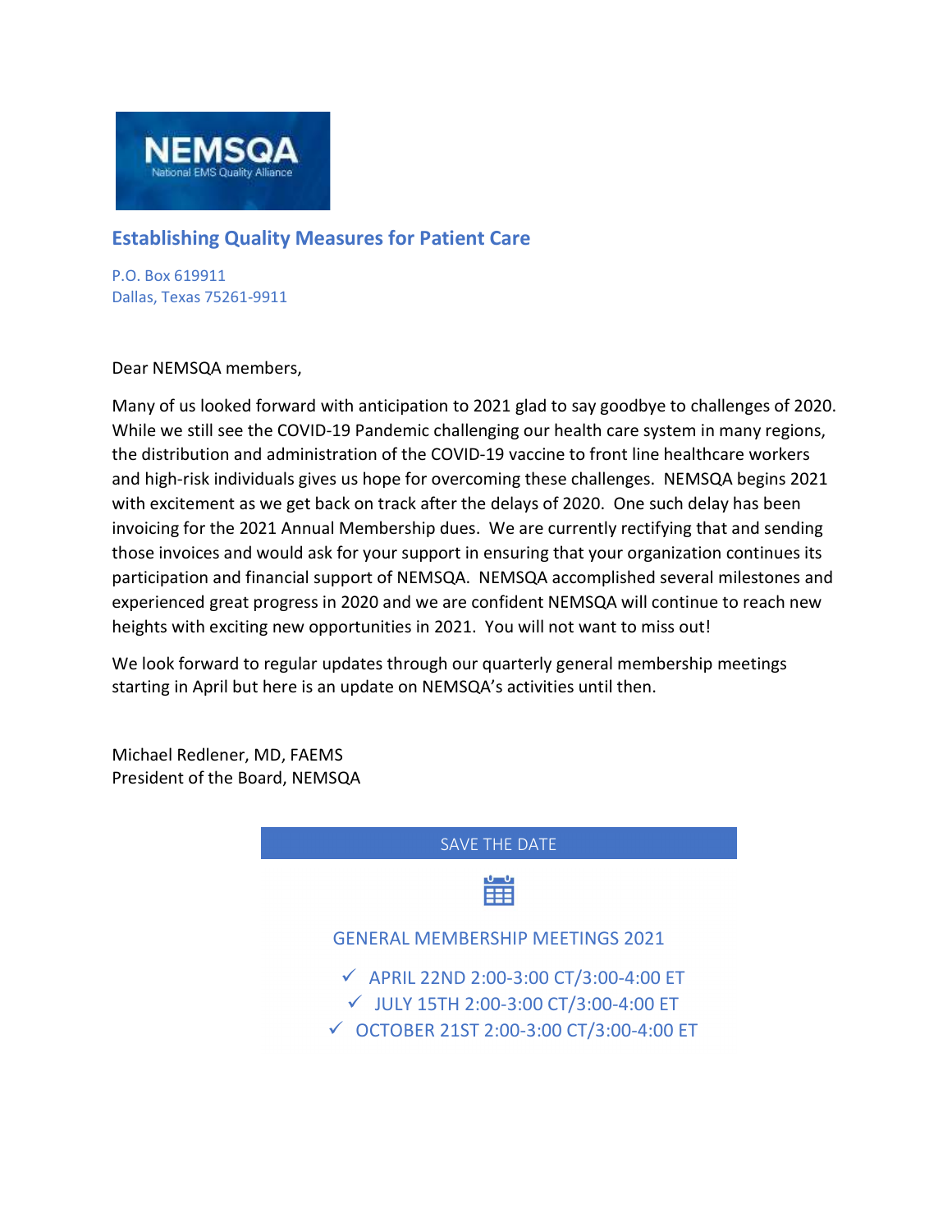**NEMSQA**
National EMS Quality Alliance

## Establishing Quality Measures for Patient Care

P.O. Box 619911
Dallas, Texas 75261-9911

Dear NEMSQA members,

Many of us looked forward with anticipation to 2021 glad to say goodbye to challenges of 2020. While we still see the COVID-19 Pandemic challenging our health care system in many regions, the distribution and administration of the COVID-19 vaccine to front line healthcare workers and high-risk individuals gives us hope for overcoming these challenges. NEMSQA begins 2021 with excitement as we get back on track after the delays of 2020. One such delay has been invoicing for the 2021 Annual Membership dues. We are currently rectifying that and sending those invoices and would ask for your support in ensuring that your organization continues its participation and financial support of NEMSQA. NEMSQA accomplished several milestones and experienced great progress in 2020 and we are confident NEMSQA will continue to reach new heights with exciting new opportunities in 2021. You will not want to miss out!

We look forward to regular updates through our quarterly general membership meetings starting in April but here is an update on NEMSQA's activities until then.

Michael Redlener, MD, FAEMS
President of the Board, NEMSQA

### SAVE THE DATE

GENERAL MEMBERSHIP MEETINGS 2021

- ✓ APRIL 22ND 2:00-3:00 CT/3:00-4:00 ET
- ✓ JULY 15TH 2:00-3:00 CT/3:00-4:00 ET
- ✓ OCTOBER 21ST 2:00-3:00 CT/3:00-4:00 ET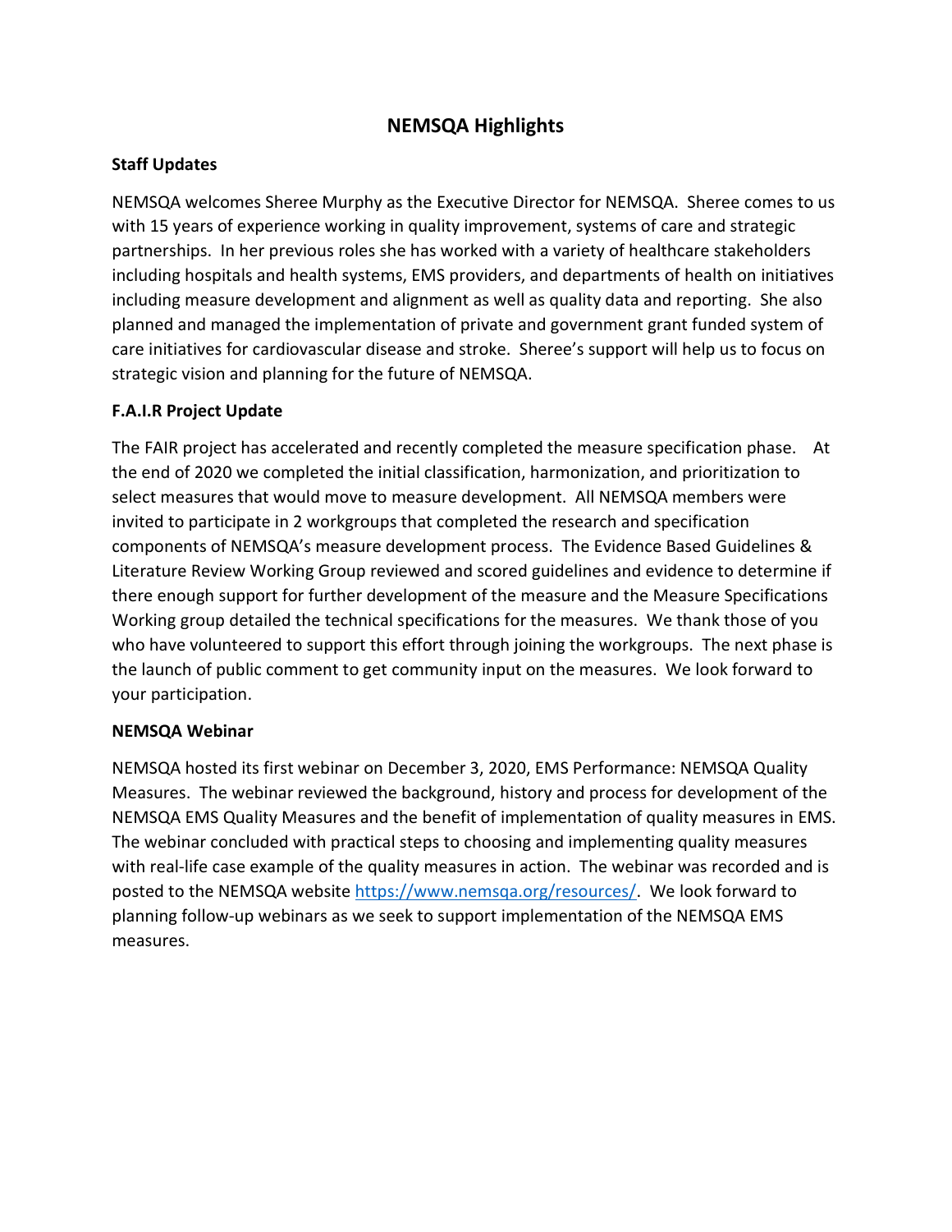# NEMSQA Highlights

**Staff Updates**

NEMSQA welcomes Sheree Murphy as the Executive Director for NEMSQA. Sheree comes to us with 15 years of experience working in quality improvement, systems of care and strategic partnerships. In her previous roles she has worked with a variety of healthcare stakeholders including hospitals and health systems, EMS providers, and departments of health on initiatives including measure development and alignment as well as quality data and reporting. She also planned and managed the implementation of private and government grant funded system of care initiatives for cardiovascular disease and stroke. Sheree's support will help us to focus on strategic vision and planning for the future of NEMSQA.

**F.A.I.R Project Update**

The FAIR project has accelerated and recently completed the measure specification phase. At the end of 2020 we completed the initial classification, harmonization, and prioritization to select measures that would move to measure development. All NEMSQA members were invited to participate in 2 workgroups that completed the research and specification components of NEMSQA's measure development process. The Evidence Based Guidelines & Literature Review Working Group reviewed and scored guidelines and evidence to determine if there enough support for further development of the measure and the Measure Specifications Working group detailed the technical specifications for the measures. We thank those of you who have volunteered to support this effort through joining the workgroups. The next phase is the launch of public comment to get community input on the measures. We look forward to your participation.

**NEMSQA Webinar**

NEMSQA hosted its first webinar on December 3, 2020, EMS Performance: NEMSQA Quality Measures. The webinar reviewed the background, history and process for development of the NEMSQA EMS Quality Measures and the benefit of implementation of quality measures in EMS. The webinar concluded with practical steps to choosing and implementing quality measures with real-life case example of the quality measures in action. The webinar was recorded and is posted to the NEMSQA website https://www.nemsqa.org/resources/. We look forward to planning follow-up webinars as we seek to support implementation of the NEMSQA EMS measures.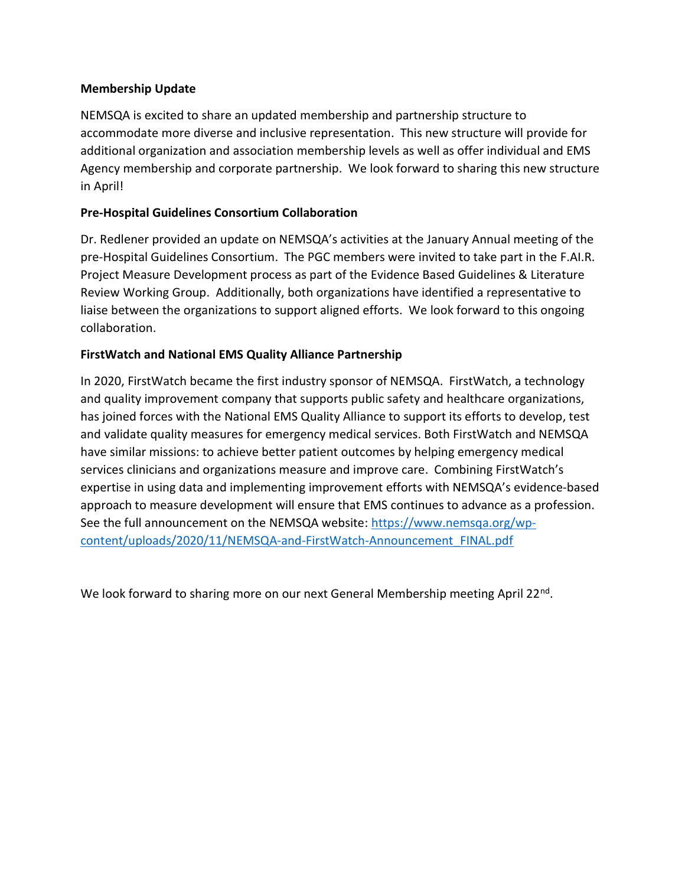**Membership Update**

NEMSQA is excited to share an updated membership and partnership structure to accommodate more diverse and inclusive representation. This new structure will provide for additional organization and association membership levels as well as offer individual and EMS Agency membership and corporate partnership. We look forward to sharing this new structure in April!

**Pre-Hospital Guidelines Consortium Collaboration**

Dr. Redlener provided an update on NEMSQA's activities at the January Annual meeting of the pre-Hospital Guidelines Consortium. The PGC members were invited to take part in the F.AI.R. Project Measure Development process as part of the Evidence Based Guidelines & Literature Review Working Group. Additionally, both organizations have identified a representative to liaise between the organizations to support aligned efforts. We look forward to this ongoing collaboration.

**FirstWatch and National EMS Quality Alliance Partnership**

In 2020, FirstWatch became the first industry sponsor of NEMSQA. FirstWatch, a technology and quality improvement company that supports public safety and healthcare organizations, has joined forces with the National EMS Quality Alliance to support its efforts to develop, test and validate quality measures for emergency medical services. Both FirstWatch and NEMSQA have similar missions: to achieve better patient outcomes by helping emergency medical services clinicians and organizations measure and improve care. Combining FirstWatch's expertise in using data and implementing improvement efforts with NEMSQA's evidence-based approach to measure development will ensure that EMS continues to advance as a profession. See the full announcement on the NEMSQA website: https://www.nemsqa.org/wp-content/uploads/2020/11/NEMSQA-and-FirstWatch-Announcement_FINAL.pdf

We look forward to sharing more on our next General Membership meeting April 22nd.